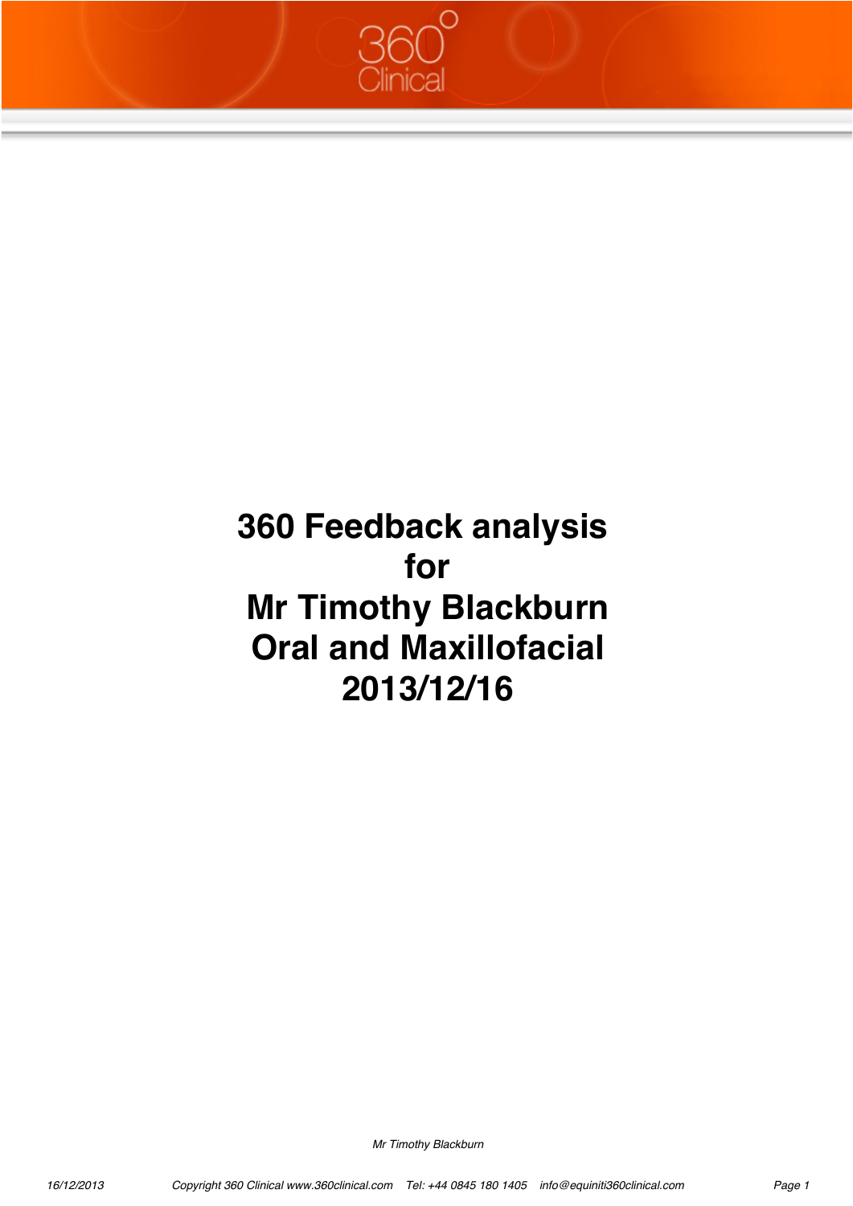# 360 Feedback analysis for Mr Timothy Blackburn Oral and Maxillofacial 2013/12/16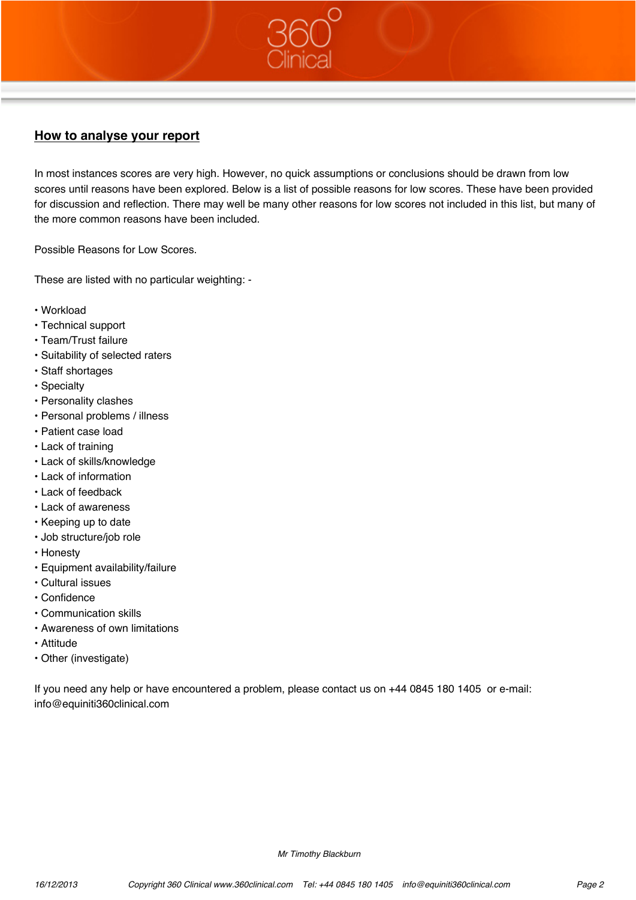## How to analyse your report

In most instances scores are very high. However, no quick assumptions or conclusions should be drawn from low scores until reasons have been explored. Below is a list of possible reasons for low scores. These have been provided for discussion and reflection. There may well be many other reasons for low scores not included in this list, but many of the more common reasons have been included.

Possible Reasons for Low Scores.

These are listed with no particular weighting: -

- Workload
- Technical support
- Team/Trust failure
- Suitability of selected raters
- Staff shortages
- Specialty
- Personality clashes
- Personal problems / illness
- Patient case load
- Lack of training
- Lack of skills/knowledge
- Lack of information
- Lack of feedback
- Lack of awareness
- Keeping up to date
- Job structure/job role
- Honesty
- Equipment availability/failure
- Cultural issues
- Confidence
- Communication skills
- Awareness of own limitations
- Attitude
- Other (investigate)

If you need any help or have encountered a problem, please contact us on +44 0845 180 1405 or e-mail: info@equiniti360clinical.com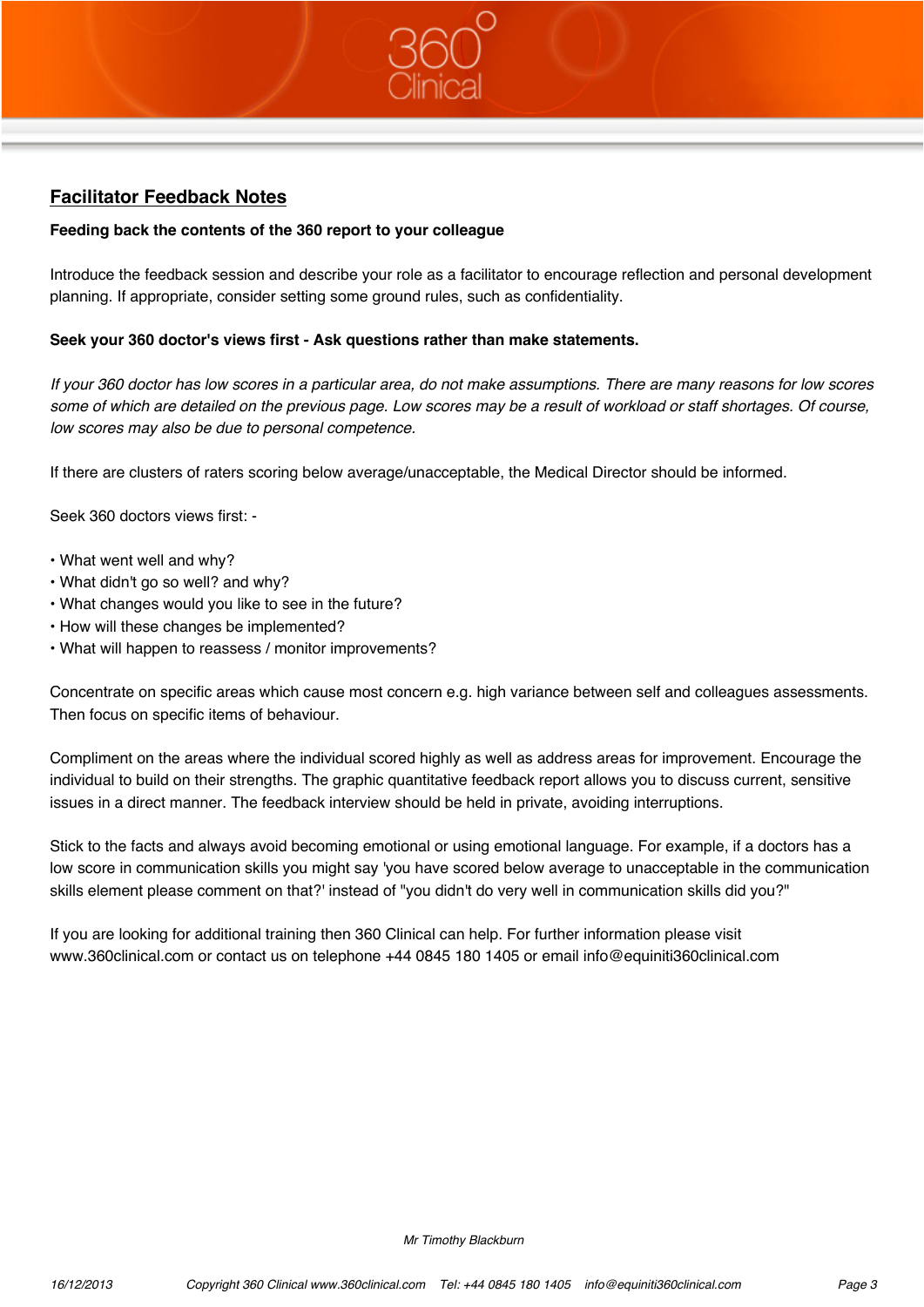## Facilitator Feedback Notes

**Feeding back the contents of the 360 report to your colleague**

Introduce the feedback session and describe your role as a facilitator to encourage reflection and personal development planning. If appropriate, consider setting some ground rules, such as confidentiality.

**Seek your 360 doctor's views first - Ask questions rather than make statements.**

*If your 360 doctor has low scores in a particular area, do not make assumptions. There are many reasons for low scores some of which are detailed on the previous page. Low scores may be a result of workload or staff shortages. Of course, low scores may also be due to personal competence.*

If there are clusters of raters scoring below average/unacceptable, the Medical Director should be informed.

Seek 360 doctors views first: -

- What went well and why?
- What didn't go so well? and why?
- What changes would you like to see in the future?
- How will these changes be implemented?
- What will happen to reassess / monitor improvements?

Concentrate on specific areas which cause most concern e.g. high variance between self and colleagues assessments. Then focus on specific items of behaviour.

Compliment on the areas where the individual scored highly as well as address areas for improvement. Encourage the individual to build on their strengths. The graphic quantitative feedback report allows you to discuss current, sensitive issues in a direct manner. The feedback interview should be held in private, avoiding interruptions.

Stick to the facts and always avoid becoming emotional or using emotional language. For example, if a doctors has a low score in communication skills you might say 'you have scored below average to unacceptable in the communication skills element please comment on that?' instead of "you didn't do very well in communication skills did you?"

If you are looking for additional training then 360 Clinical can help. For further information please visit www.360clinical.com or contact us on telephone +44 0845 180 1405 or email info@equiniti360clinical.com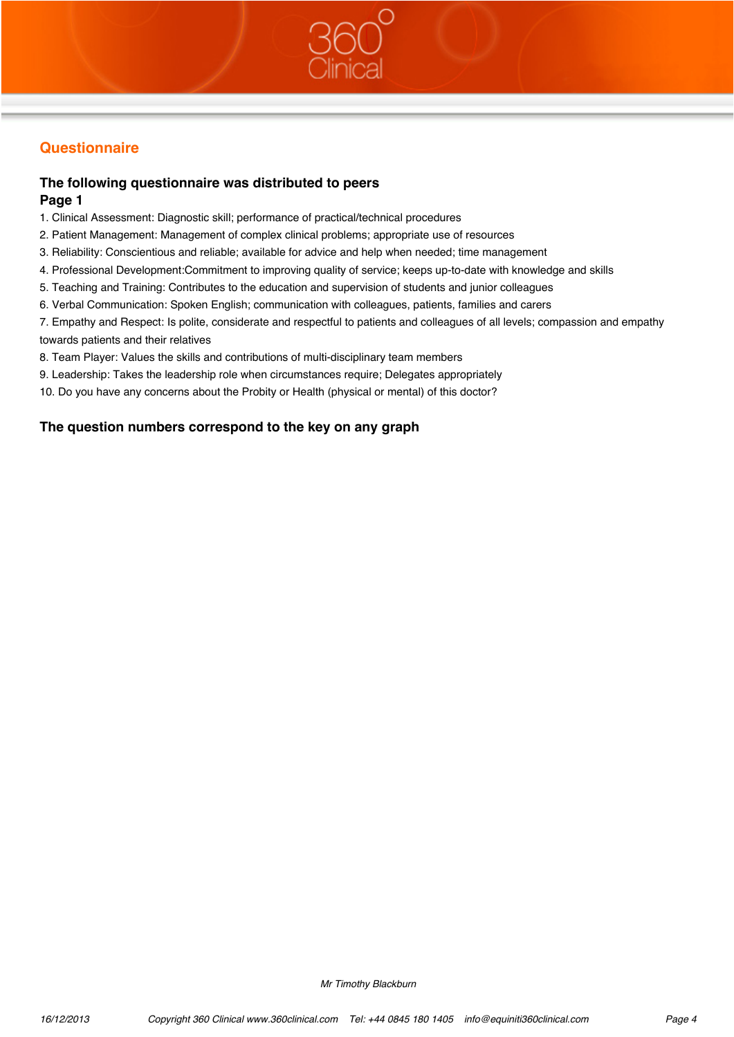## Questionnaire

### The following questionnaire was distributed to peers

### Page 1

1. Clinical Assessment: Diagnostic skill; performance of practical/technical procedures
2. Patient Management: Management of complex clinical problems; appropriate use of resources
3. Reliability: Conscientious and reliable; available for advice and help when needed; time management
4. Professional Development:Commitment to improving quality of service; keeps up-to-date with knowledge and skills
5. Teaching and Training: Contributes to the education and supervision of students and junior colleagues
6. Verbal Communication: Spoken English; communication with colleagues, patients, families and carers
7. Empathy and Respect: Is polite, considerate and respectful to patients and colleagues of all levels; compassion and empathy towards patients and their relatives
8. Team Player: Values the skills and contributions of multi-disciplinary team members
9. Leadership: Takes the leadership role when circumstances require; Delegates appropriately
10. Do you have any concerns about the Probity or Health (physical or mental) of this doctor?

### The question numbers correspond to the key on any graph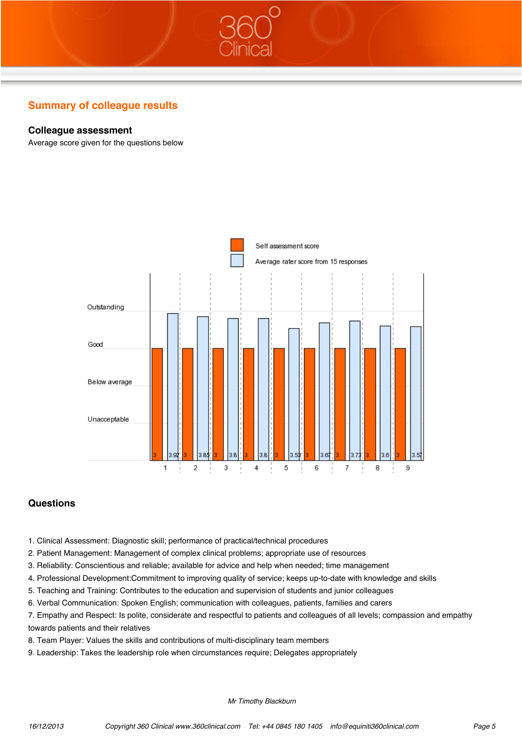## Summary of colleague results

### Colleague assessment

Average score given for the questions below

Self assessment score

Average rater score from 15 responses

| Question | Self assessment score | Average rater score from 15 responses |
|---|---|---|
| 1 | 3 | 3.92 |
| 2 | 3 | 3.85 |
| 3 | 3 | 3.8 |
| 4 | 3 | 3.8 |
| 5 | 3 | 3.53 |
| 6 | 3 | 3.67 |
| 7 | 3 | 3.73 |
| 8 | 3 | 3.6 |
| 9 | 3 | 3.57 |

Scale: Unacceptable, Below average, Good, Outstanding

### Questions

1. Clinical Assessment: Diagnostic skill; performance of practical/technical procedures
2. Patient Management: Management of complex clinical problems; appropriate use of resources
3. Reliability: Conscientious and reliable; available for advice and help when needed; time management
4. Professional Development:Commitment to improving quality of service; keeps up-to-date with knowledge and skills
5. Teaching and Training: Contributes to the education and supervision of students and junior colleagues
6. Verbal Communication: Spoken English; communication with colleagues, patients, families and carers
7. Empathy and Respect: Is polite, considerate and respectful to patients and colleagues of all levels; compassion and empathy towards patients and their relatives
8. Team Player: Values the skills and contributions of multi-disciplinary team members
9. Leadership: Takes the leadership role when circumstances require; Delegates appropriately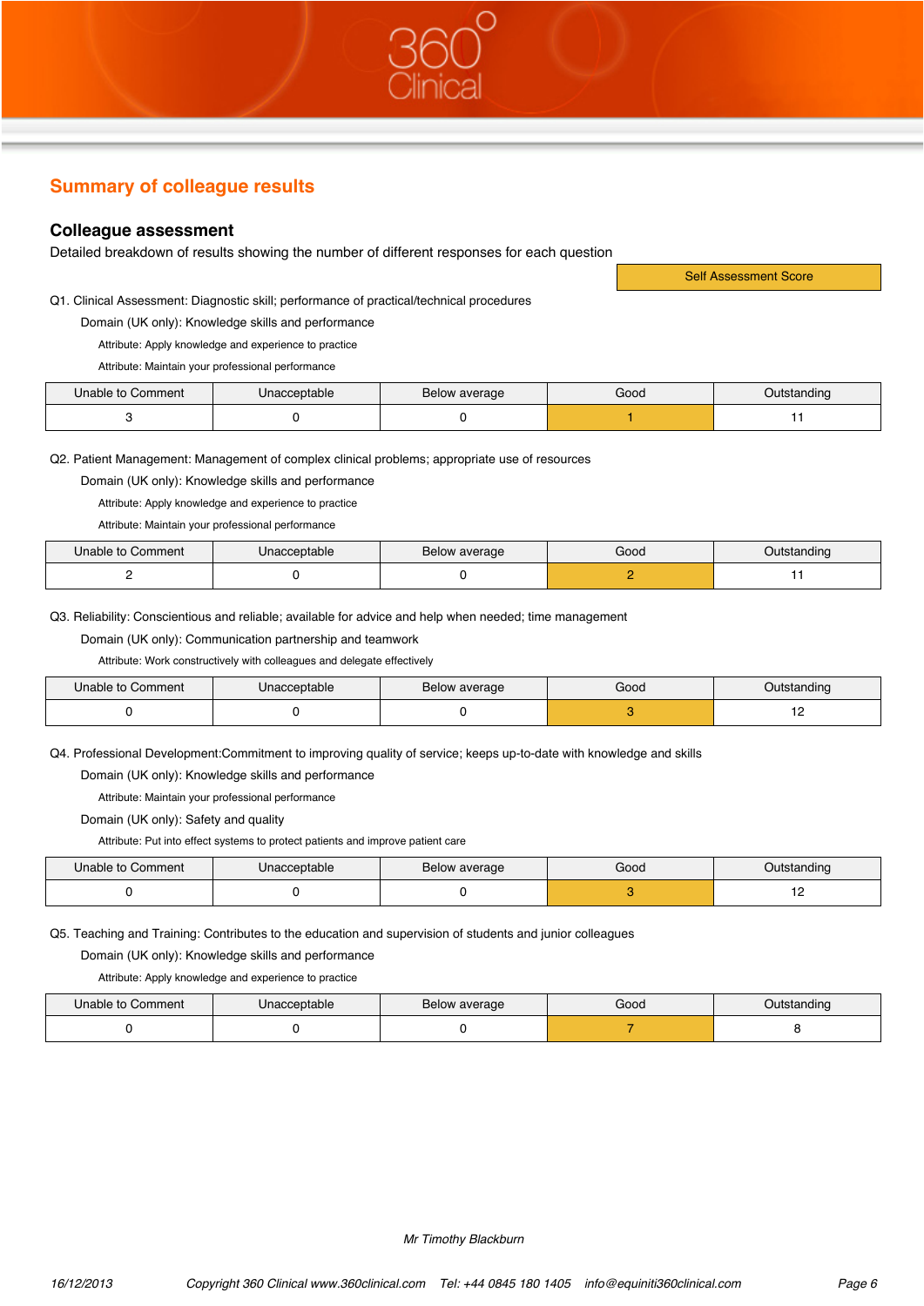## Summary of colleague results

### Colleague assessment

Detailed breakdown of results showing the number of different responses for each question

Self Assessment Score

Q1. Clinical Assessment: Diagnostic skill; performance of practical/technical procedures

Domain (UK only): Knowledge skills and performance

Attribute: Apply knowledge and experience to practice

Attribute: Maintain your professional performance

| Unable to Comment | Unacceptable | Below average | Good | Outstanding |
|---|---|---|---|---|
| 3 | 0 | 0 | 1 | 11 |

Q2. Patient Management: Management of complex clinical problems; appropriate use of resources

Domain (UK only): Knowledge skills and performance

Attribute: Apply knowledge and experience to practice

Attribute: Maintain your professional performance

| Unable to Comment | Unacceptable | Below average | Good | Outstanding |
|---|---|---|---|---|
| 2 | 0 | 0 | 2 | 11 |

Q3. Reliability: Conscientious and reliable; available for advice and help when needed; time management

Domain (UK only): Communication partnership and teamwork

Attribute: Work constructively with colleagues and delegate effectively

| Unable to Comment | Unacceptable | Below average | Good | Outstanding |
|---|---|---|---|---|
| 0 | 0 | 0 | 3 | 12 |

Q4. Professional Development:Commitment to improving quality of service; keeps up-to-date with knowledge and skills

Domain (UK only): Knowledge skills and performance

Attribute: Maintain your professional performance

Domain (UK only): Safety and quality

Attribute: Put into effect systems to protect patients and improve patient care

| Unable to Comment | Unacceptable | Below average | Good | Outstanding |
|---|---|---|---|---|
| 0 | 0 | 0 | 3 | 12 |

Q5. Teaching and Training: Contributes to the education and supervision of students and junior colleagues

Domain (UK only): Knowledge skills and performance

Attribute: Apply knowledge and experience to practice

| Unable to Comment | Unacceptable | Below average | Good | Outstanding |
|---|---|---|---|---|
| 0 | 0 | 0 | 7 | 8 |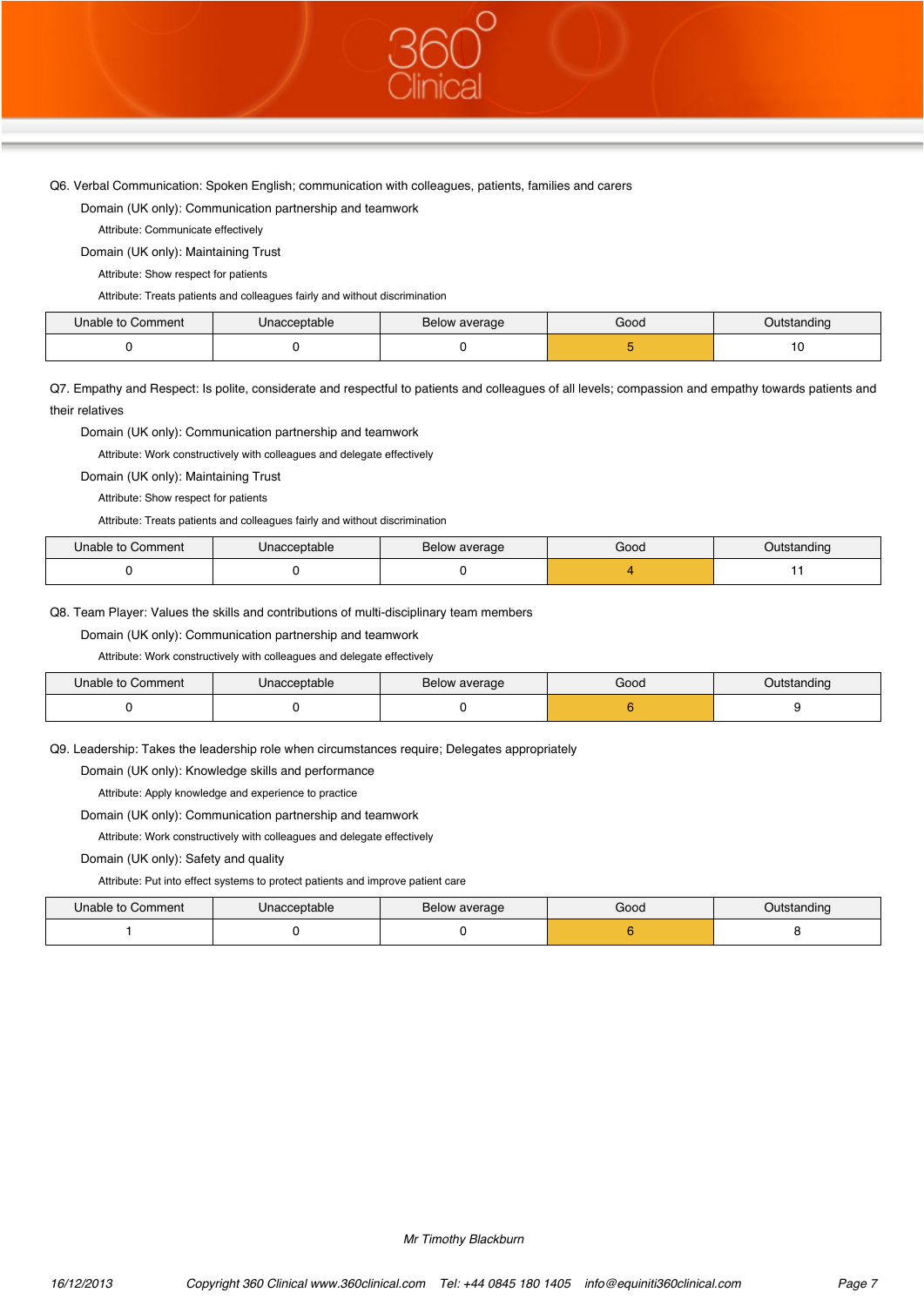Q6. Verbal Communication: Spoken English; communication with colleagues, patients, families and carers

Domain (UK only): Communication partnership and teamwork

Attribute: Communicate effectively

Domain (UK only): Maintaining Trust

Attribute: Show respect for patients

Attribute: Treats patients and colleagues fairly and without discrimination

| Unable to Comment | Unacceptable | Below average | Good | Outstanding |
|---|---|---|---|---|
| 0 | 0 | 0 | 5 | 10 |

Q7. Empathy and Respect: Is polite, considerate and respectful to patients and colleagues of all levels; compassion and empathy towards patients and their relatives

Domain (UK only): Communication partnership and teamwork

Attribute: Work constructively with colleagues and delegate effectively

Domain (UK only): Maintaining Trust

Attribute: Show respect for patients

Attribute: Treats patients and colleagues fairly and without discrimination

| Unable to Comment | Unacceptable | Below average | Good | Outstanding |
|---|---|---|---|---|
| 0 | 0 | 0 | 4 | 11 |

Q8. Team Player: Values the skills and contributions of multi-disciplinary team members

Domain (UK only): Communication partnership and teamwork

Attribute: Work constructively with colleagues and delegate effectively

| Unable to Comment | Unacceptable | Below average | Good | Outstanding |
|---|---|---|---|---|
| 0 | 0 | 0 | 6 | 9 |

Q9. Leadership: Takes the leadership role when circumstances require; Delegates appropriately

Domain (UK only): Knowledge skills and performance

Attribute: Apply knowledge and experience to practice

Domain (UK only): Communication partnership and teamwork

Attribute: Work constructively with colleagues and delegate effectively

Domain (UK only): Safety and quality

Attribute: Put into effect systems to protect patients and improve patient care

| Unable to Comment | Unacceptable | Below average | Good | Outstanding |
|---|---|---|---|---|
| 1 | 0 | 0 | 6 | 8 |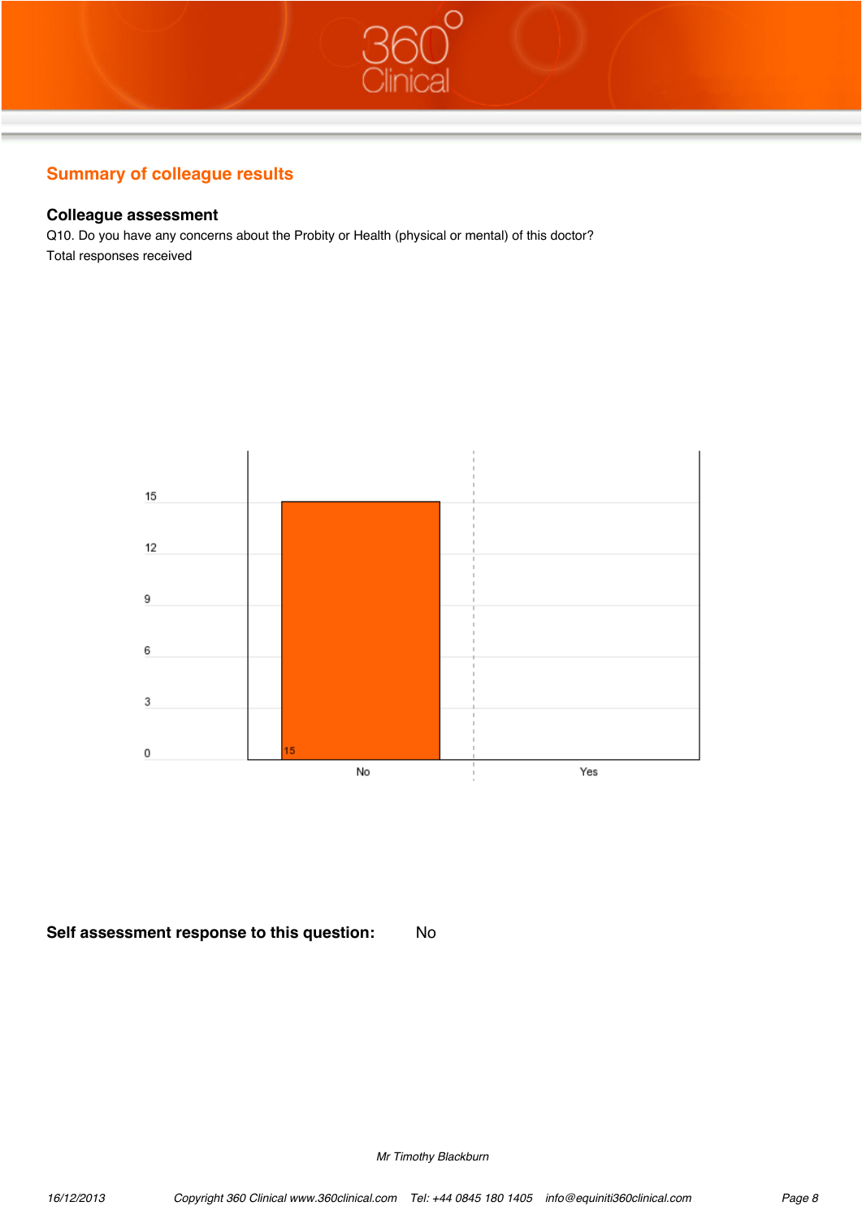## Summary of colleague results

### Colleague assessment

Q10. Do you have any concerns about the Probity or Health (physical or mental) of this doctor?

Total responses received

| Response | Count |
|---|---|
| No | 15 |
| Yes | |

**Self assessment response to this question:** No

*Mr Timothy Blackburn*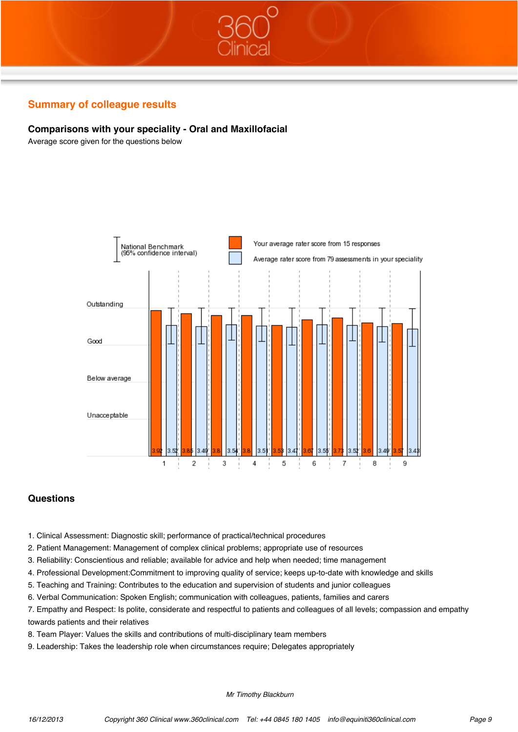## Summary of colleague results

### Comparisons with your speciality - Oral and Maxillofacial

Average score given for the questions below

National Benchmark (95% confidence interval)

Your average rater score from 15 responses

Average rater score from 79 assessments in your speciality

| Question | Your average rater score | Average rater score in your speciality |
|---|---|---|
| 1 | 3.92 | 3.52 |
| 2 | 3.85 | 3.49 |
| 3 | 3.8 | 3.54 |
| 4 | 3.8 | 3.51 |
| 5 | 3.53 | 3.47 |
| 6 | 3.67 | 3.55 |
| 7 | 3.73 | 3.52 |
| 8 | 3.6 | 3.49 |
| 9 | 3.57 | 3.43 |

Scale: Unacceptable, Below average, Good, Outstanding

### Questions

1. Clinical Assessment: Diagnostic skill; performance of practical/technical procedures
2. Patient Management: Management of complex clinical problems; appropriate use of resources
3. Reliability: Conscientious and reliable; available for advice and help when needed; time management
4. Professional Development:Commitment to improving quality of service; keeps up-to-date with knowledge and skills
5. Teaching and Training: Contributes to the education and supervision of students and junior colleagues
6. Verbal Communication: Spoken English; communication with colleagues, patients, families and carers
7. Empathy and Respect: Is polite, considerate and respectful to patients and colleagues of all levels; compassion and empathy towards patients and their relatives
8. Team Player: Values the skills and contributions of multi-disciplinary team members
9. Leadership: Takes the leadership role when circumstances require; Delegates appropriately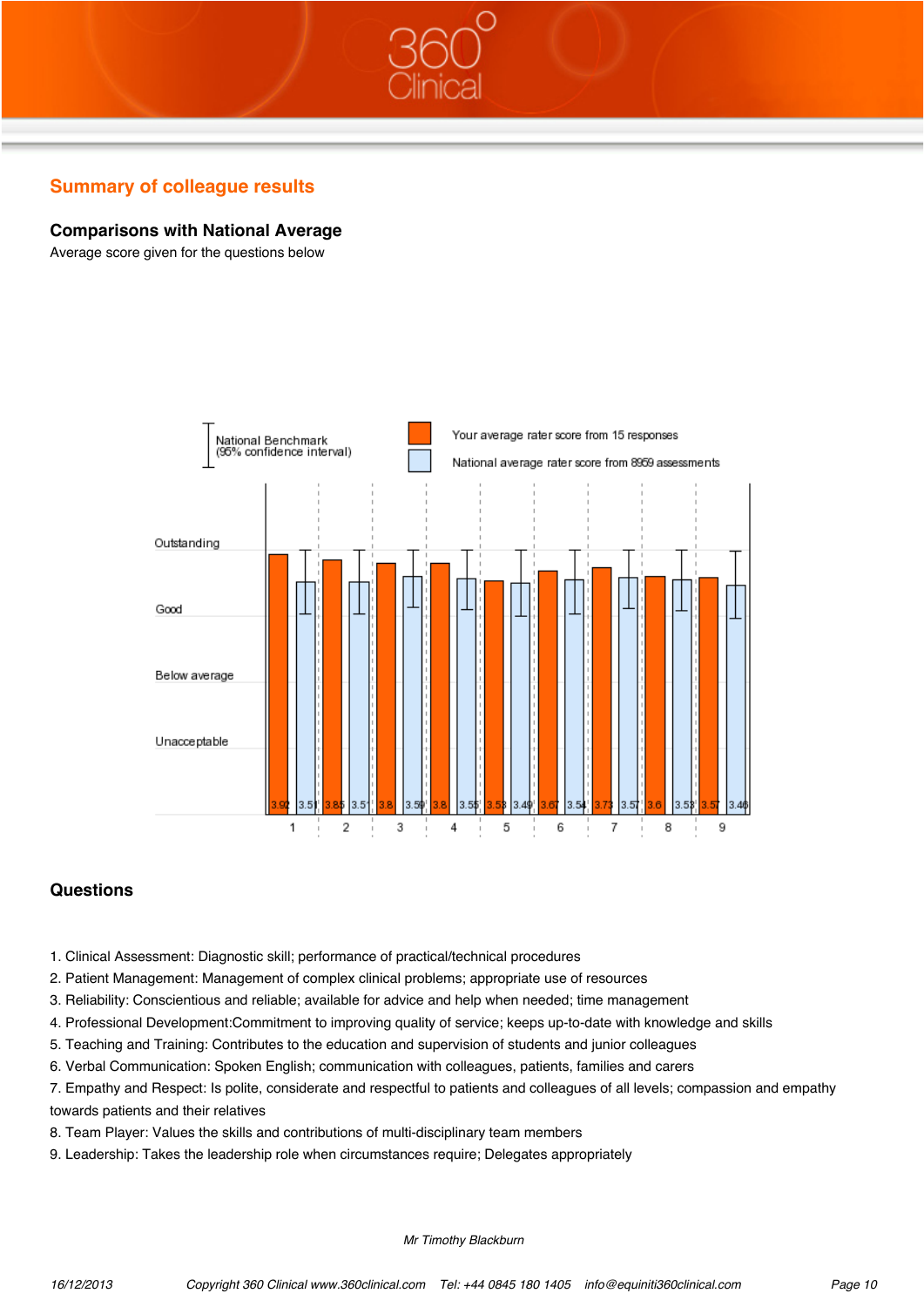## Summary of colleague results

### Comparisons with National Average

Average score given for the questions below

National Benchmark (95% confidence interval)

Your average rater score from 15 responses

National average rater score from 8969 assessments

| Question | Your average rater score | National average rater score |
|---|---|---|
| 1 | 3.92 | 3.51 |
| 2 | 3.85 | 3.51 |
| 3 | 3.8 | 3.59 |
| 4 | 3.8 | 3.55 |
| 5 | 3.53 | 3.49 |
| 6 | 3.67 | 3.54 |
| 7 | 3.73 | 3.57 |
| 8 | 3.6 | 3.53 |
| 9 | 3.57 | 3.46 |

Scale: Outstanding, Good, Below average, Unacceptable

### Questions

1. Clinical Assessment: Diagnostic skill; performance of practical/technical procedures
2. Patient Management: Management of complex clinical problems; appropriate use of resources
3. Reliability: Conscientious and reliable; available for advice and help when needed; time management
4. Professional Development:Commitment to improving quality of service; keeps up-to-date with knowledge and skills
5. Teaching and Training: Contributes to the education and supervision of students and junior colleagues
6. Verbal Communication: Spoken English; communication with colleagues, patients, families and carers
7. Empathy and Respect: Is polite, considerate and respectful to patients and colleagues of all levels; compassion and empathy towards patients and their relatives
8. Team Player: Values the skills and contributions of multi-disciplinary team members
9. Leadership: Takes the leadership role when circumstances require; Delegates appropriately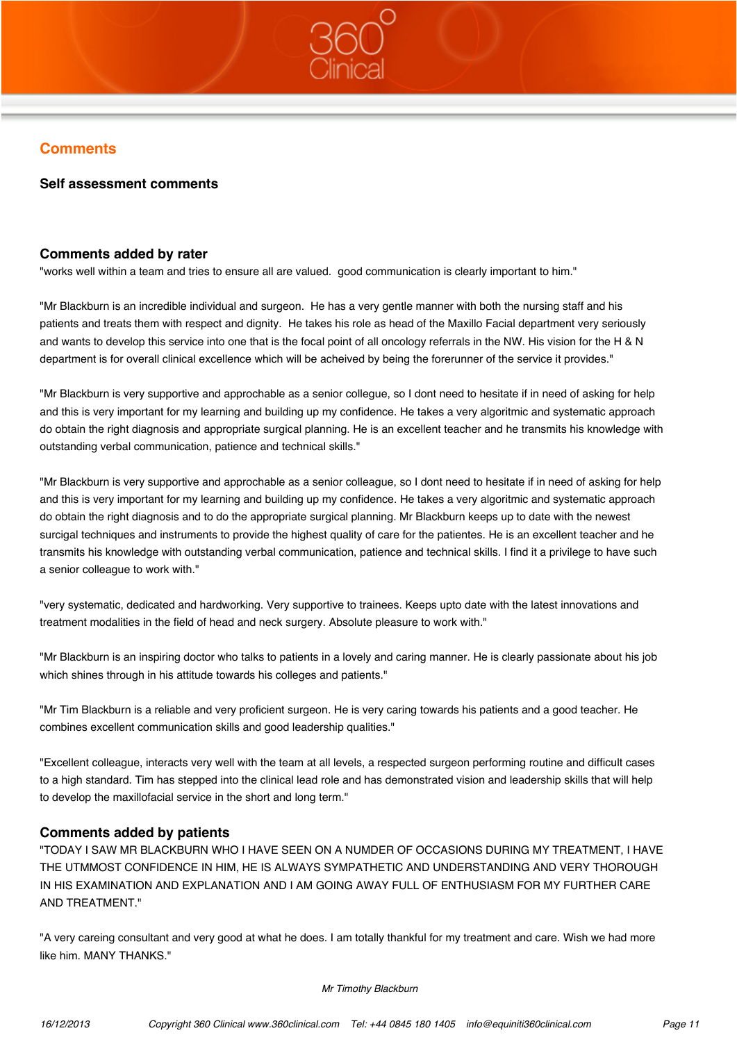## Comments

### Self assessment comments

### Comments added by rater

"works well within a team and tries to ensure all are valued.  good communication is clearly important to him."

"Mr Blackburn is an incredible individual and surgeon.  He has a very gentle manner with both the nursing staff and his patients and treats them with respect and dignity.  He takes his role as head of the Maxillo Facial department very seriously and wants to develop this service into one that is the focal point of all oncology referrals in the NW. His vision for the H & N department is for overall clinical excellence which will be acheived by being the forerunner of the service it provides."

"Mr Blackburn is very supportive and approchable as a senior collegue, so I dont need to hesitate if in need of asking for help and this is very important for my learning and building up my confidence. He takes a very algoritmic and systematic approach do obtain the right diagnosis and appropriate surgical planning. He is an excellent teacher and he transmits his knowledge with outstanding verbal communication, patience and technical skills."

"Mr Blackburn is very supportive and approchable as a senior colleague, so I dont need to hesitate if in need of asking for help and this is very important for my learning and building up my confidence. He takes a very algoritmic and systematic approach do obtain the right diagnosis and to do the appropriate surgical planning. Mr Blackburn keeps up to date with the newest surcigal techniques and instruments to provide the highest quality of care for the patientes. He is an excellent teacher and he transmits his knowledge with outstanding verbal communication, patience and technical skills. I find it a privilege to have such a senior colleague to work with."

"very systematic, dedicated and hardworking. Very supportive to trainees. Keeps upto date with the latest innovations and treatment modalities in the field of head and neck surgery. Absolute pleasure to work with."

"Mr Blackburn is an inspiring doctor who talks to patients in a lovely and caring manner. He is clearly passionate about his job which shines through in his attitude towards his colleges and patients."

"Mr Tim Blackburn is a reliable and very proficient surgeon. He is very caring towards his patients and a good teacher. He combines excellent communication skills and good leadership qualities."

"Excellent colleague, interacts very well with the team at all levels, a respected surgeon performing routine and difficult cases to a high standard. Tim has stepped into the clinical lead role and has demonstrated vision and leadership skills that will help to develop the maxillofacial service in the short and long term."

### Comments added by patients

"TODAY I SAW MR BLACKBURN WHO I HAVE SEEN ON A NUMDER OF OCCASIONS DURING MY TREATMENT, I HAVE THE UTMMOST CONFIDENCE IN HIM, HE IS ALWAYS SYMPATHETIC AND UNDERSTANDING AND VERY THOROUGH IN HIS EXAMINATION AND EXPLANATION AND I AM GOING AWAY FULL OF ENTHUSIASM FOR MY FURTHER CARE AND TREATMENT."

"A very careing consultant and very good at what he does. I am totally thankful for my treatment and care. Wish we had more like him. MANY THANKS."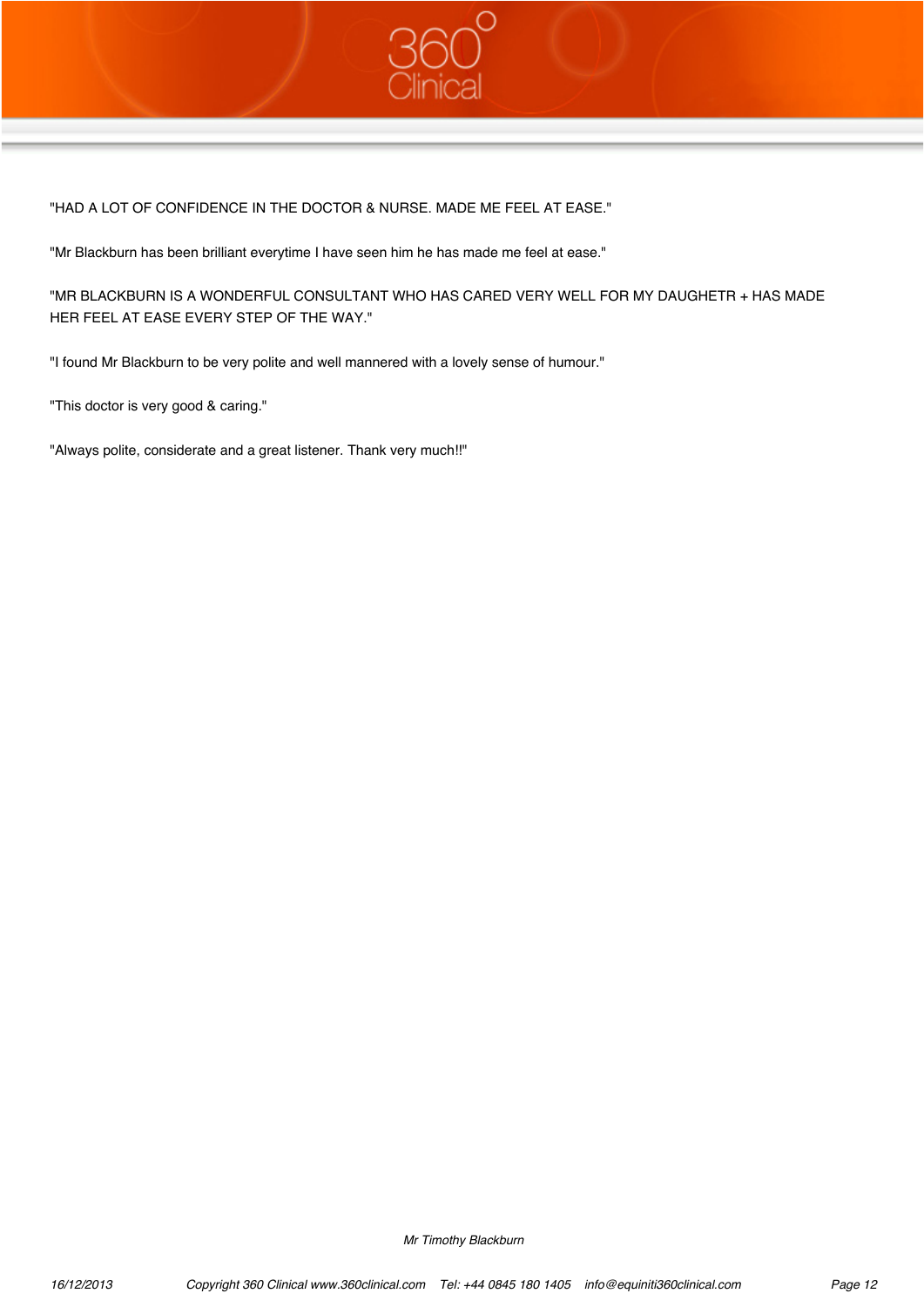"HAD A LOT OF CONFIDENCE IN THE DOCTOR & NURSE. MADE ME FEEL AT EASE."

"Mr Blackburn has been brilliant everytime I have seen him he has made me feel at ease."

"MR BLACKBURN IS A WONDERFUL CONSULTANT WHO HAS CARED VERY WELL FOR MY DAUGHETR + HAS MADE HER FEEL AT EASE EVERY STEP OF THE WAY."

"I found Mr Blackburn to be very polite and well mannered with a lovely sense of humour."

"This doctor is very good & caring."

"Always polite, considerate and a great listener. Thank very much!!"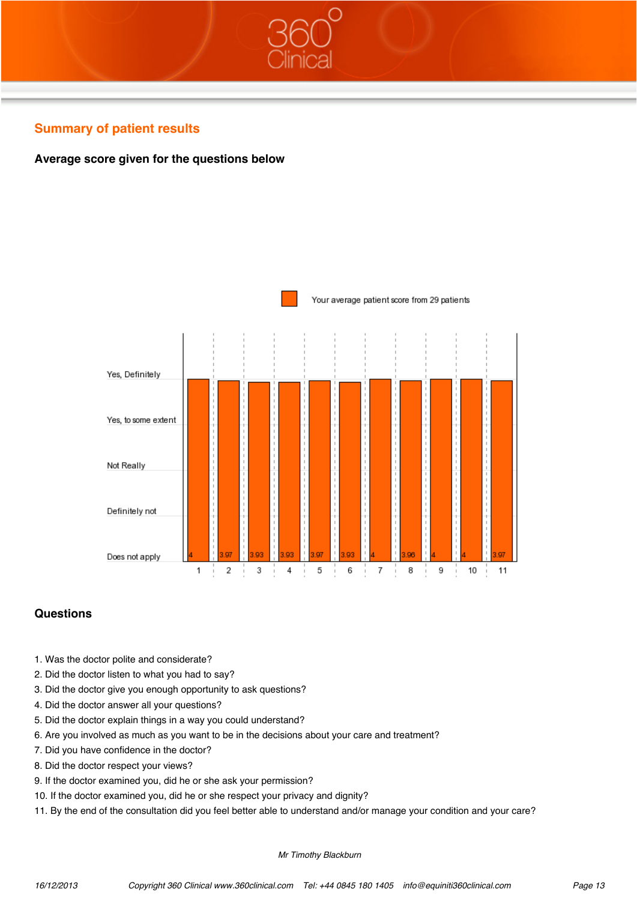## Summary of patient results

### Average score given for the questions below

Your average patient score from 29 patients

| Question | 1 | 2 | 3 | 4 | 5 | 6 | 7 | 8 | 9 | 10 | 11 |
|---|---|---|---|---|---|---|---|---|---|---|---|
| Score | 4 | 3.97 | 3.93 | 3.93 | 3.97 | 3.93 | 4 | 3.96 | 4 | 4 | 3.97 |

Scale: Yes, Definitely / Yes, to some extent / Not Really / Definitely not / Does not apply

### Questions

1. Was the doctor polite and considerate?
2. Did the doctor listen to what you had to say?
3. Did the doctor give you enough opportunity to ask questions?
4. Did the doctor answer all your questions?
5. Did the doctor explain things in a way you could understand?
6. Are you involved as much as you want to be in the decisions about your care and treatment?
7. Did you have confidence in the doctor?
8. Did the doctor respect your views?
9. If the doctor examined you, did he or she ask your permission?
10. If the doctor examined you, did he or she respect your privacy and dignity?
11. By the end of the consultation did you feel better able to understand and/or manage your condition and your care?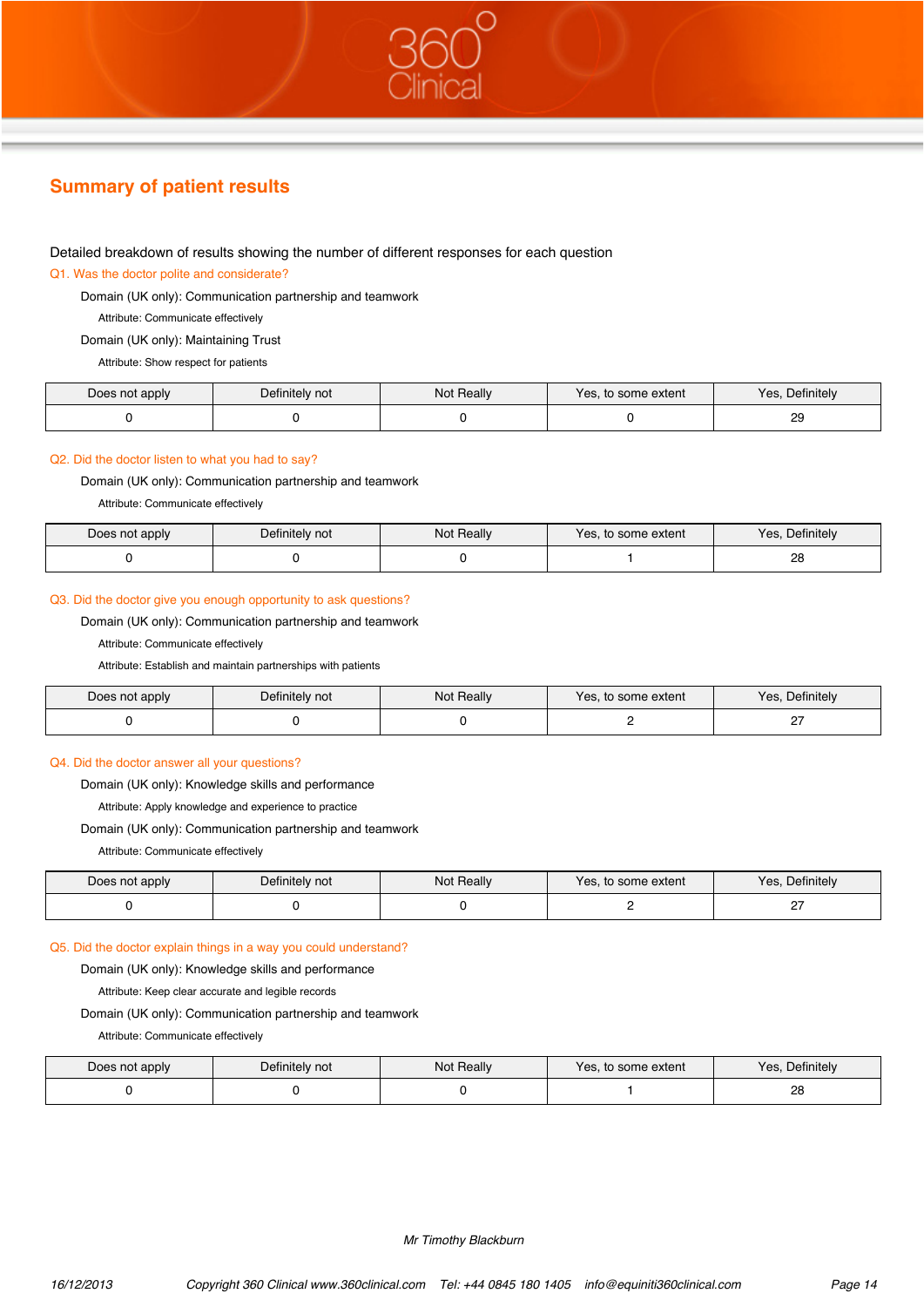## Summary of patient results

Detailed breakdown of results showing the number of different responses for each question

### Q1. Was the doctor polite and considerate?

Domain (UK only): Communication partnership and teamwork

Attribute: Communicate effectively

Domain (UK only): Maintaining Trust

Attribute: Show respect for patients

| Does not apply | Definitely not | Not Really | Yes, to some extent | Yes, Definitely |
|---|---|---|---|---|
| 0 | 0 | 0 | 0 | 29 |

### Q2. Did the doctor listen to what you had to say?

Domain (UK only): Communication partnership and teamwork

Attribute: Communicate effectively

| Does not apply | Definitely not | Not Really | Yes, to some extent | Yes, Definitely |
|---|---|---|---|---|
| 0 | 0 | 0 | 1 | 28 |

### Q3. Did the doctor give you enough opportunity to ask questions?

Domain (UK only): Communication partnership and teamwork

Attribute: Communicate effectively

Attribute: Establish and maintain partnerships with patients

| Does not apply | Definitely not | Not Really | Yes, to some extent | Yes, Definitely |
|---|---|---|---|---|
| 0 | 0 | 0 | 2 | 27 |

### Q4. Did the doctor answer all your questions?

Domain (UK only): Knowledge skills and performance

Attribute: Apply knowledge and experience to practice

Domain (UK only): Communication partnership and teamwork

Attribute: Communicate effectively

| Does not apply | Definitely not | Not Really | Yes, to some extent | Yes, Definitely |
|---|---|---|---|---|
| 0 | 0 | 0 | 2 | 27 |

### Q5. Did the doctor explain things in a way you could understand?

Domain (UK only): Knowledge skills and performance

Attribute: Keep clear accurate and legible records

Domain (UK only): Communication partnership and teamwork

Attribute: Communicate effectively

| Does not apply | Definitely not | Not Really | Yes, to some extent | Yes, Definitely |
|---|---|---|---|---|
| 0 | 0 | 0 | 1 | 28 |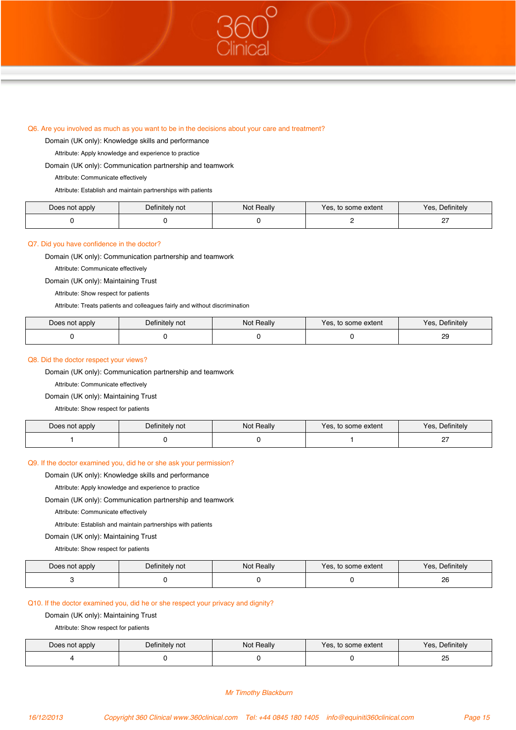### Q6. Are you involved as much as you want to be in the decisions about your care and treatment?

Domain (UK only): Knowledge skills and performance

Attribute: Apply knowledge and experience to practice

Domain (UK only): Communication partnership and teamwork

Attribute: Communicate effectively

Attribute: Establish and maintain partnerships with patients

| Does not apply | Definitely not | Not Really | Yes, to some extent | Yes, Definitely |
|---|---|---|---|---|
| 0 | 0 | 0 | 2 | 27 |

### Q7. Did you have confidence in the doctor?

Domain (UK only): Communication partnership and teamwork

Attribute: Communicate effectively

Domain (UK only): Maintaining Trust

Attribute: Show respect for patients

Attribute: Treats patients and colleagues fairly and without discrimination

| Does not apply | Definitely not | Not Really | Yes, to some extent | Yes, Definitely |
|---|---|---|---|---|
| 0 | 0 | 0 | 0 | 29 |

### Q8. Did the doctor respect your views?

Domain (UK only): Communication partnership and teamwork

Attribute: Communicate effectively

Domain (UK only): Maintaining Trust

Attribute: Show respect for patients

| Does not apply | Definitely not | Not Really | Yes, to some extent | Yes, Definitely |
|---|---|---|---|---|
| 1 | 0 | 0 | 1 | 27 |

### Q9. If the doctor examined you, did he or she ask your permission?

Domain (UK only): Knowledge skills and performance

Attribute: Apply knowledge and experience to practice

Domain (UK only): Communication partnership and teamwork

Attribute: Communicate effectively

Attribute: Establish and maintain partnerships with patients

Domain (UK only): Maintaining Trust

Attribute: Show respect for patients

| Does not apply | Definitely not | Not Really | Yes, to some extent | Yes, Definitely |
|---|---|---|---|---|
| 3 | 0 | 0 | 0 | 26 |

### Q10. If the doctor examined you, did he or she respect your privacy and dignity?

Domain (UK only): Maintaining Trust

Attribute: Show respect for patients

| Does not apply | Definitely not | Not Really | Yes, to some extent | Yes, Definitely |
|---|---|---|---|---|
| 4 | 0 | 0 | 0 | 25 |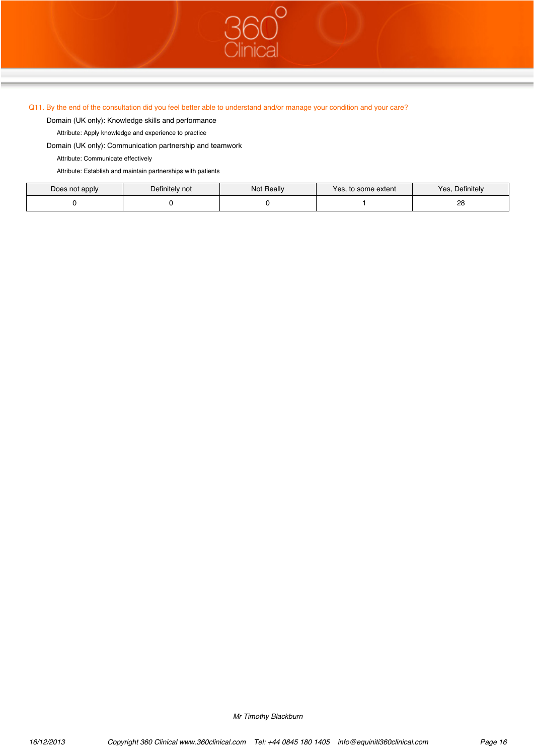Q11. By the end of the consultation did you feel better able to understand and/or manage your condition and your care?

Domain (UK only): Knowledge skills and performance

Attribute: Apply knowledge and experience to practice

Domain (UK only): Communication partnership and teamwork

Attribute: Communicate effectively

Attribute: Establish and maintain partnerships with patients

| Does not apply | Definitely not | Not Really | Yes, to some extent | Yes, Definitely |
|---|---|---|---|---|
| 0 | 0 | 0 | 1 | 28 |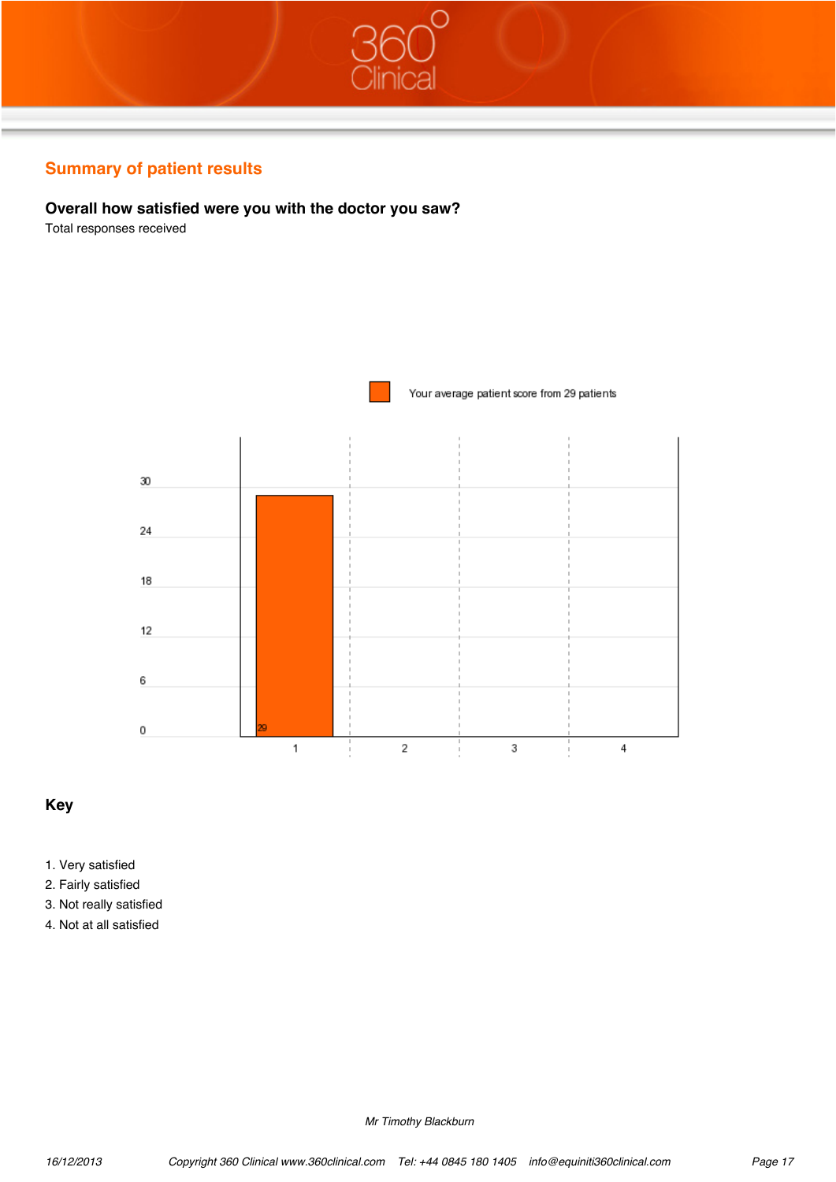## Summary of patient results

### Overall how satisfied were you with the doctor you saw?

Total responses received

Your average patient score from 29 patients

30
24
18
12
6
0

29

1
2
3
4

### Key

1. Very satisfied
2. Fairly satisfied
3. Not really satisfied
4. Not at all satisfied

*Mr Timothy Blackburn*